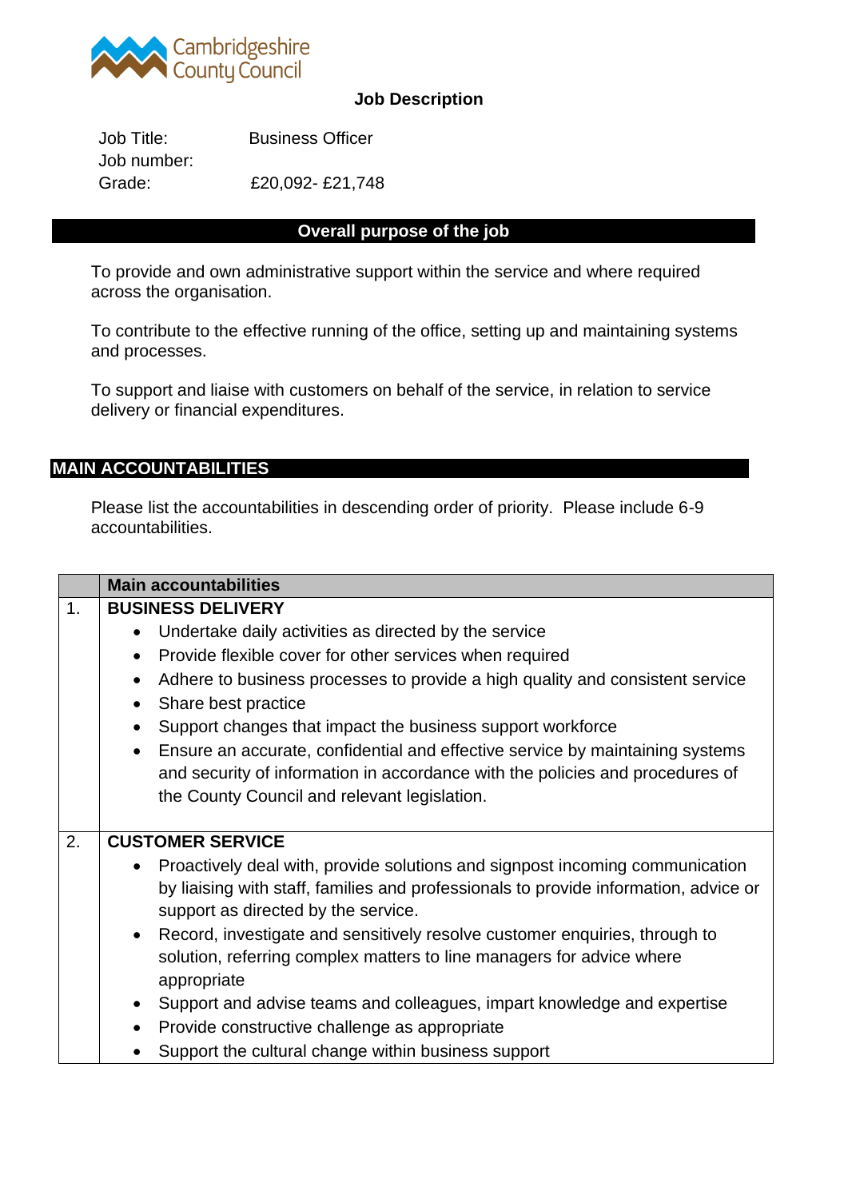Cambridgeshire County Council

# Job Description

| | |
|---|---|
| Job Title: | Business Officer |
| Job number: | |
| Grade: | £20,092- £21,748 |

## Overall purpose of the job

To provide and own administrative support within the service and where required across the organisation.

To contribute to the effective running of the office, setting up and maintaining systems and processes.

To support and liaise with customers on behalf of the service, in relation to service delivery or financial expenditures.

## MAIN ACCOUNTABILITIES

Please list the accountabilities in descending order of priority. Please include 6-9 accountabilities.

| | Main accountabilities |
|---|---|
| 1. | **BUSINESS DELIVERY**<br>• Undertake daily activities as directed by the service<br>• Provide flexible cover for other services when required<br>• Adhere to business processes to provide a high quality and consistent service<br>• Share best practice<br>• Support changes that impact the business support workforce<br>• Ensure an accurate, confidential and effective service by maintaining systems and security of information in accordance with the policies and procedures of the County Council and relevant legislation. |
| 2. | **CUSTOMER SERVICE**<br>• Proactively deal with, provide solutions and signpost incoming communication by liaising with staff, families and professionals to provide information, advice or support as directed by the service.<br>• Record, investigate and sensitively resolve customer enquiries, through to solution, referring complex matters to line managers for advice where appropriate<br>• Support and advise teams and colleagues, impart knowledge and expertise<br>• Provide constructive challenge as appropriate<br>• Support the cultural change within business support |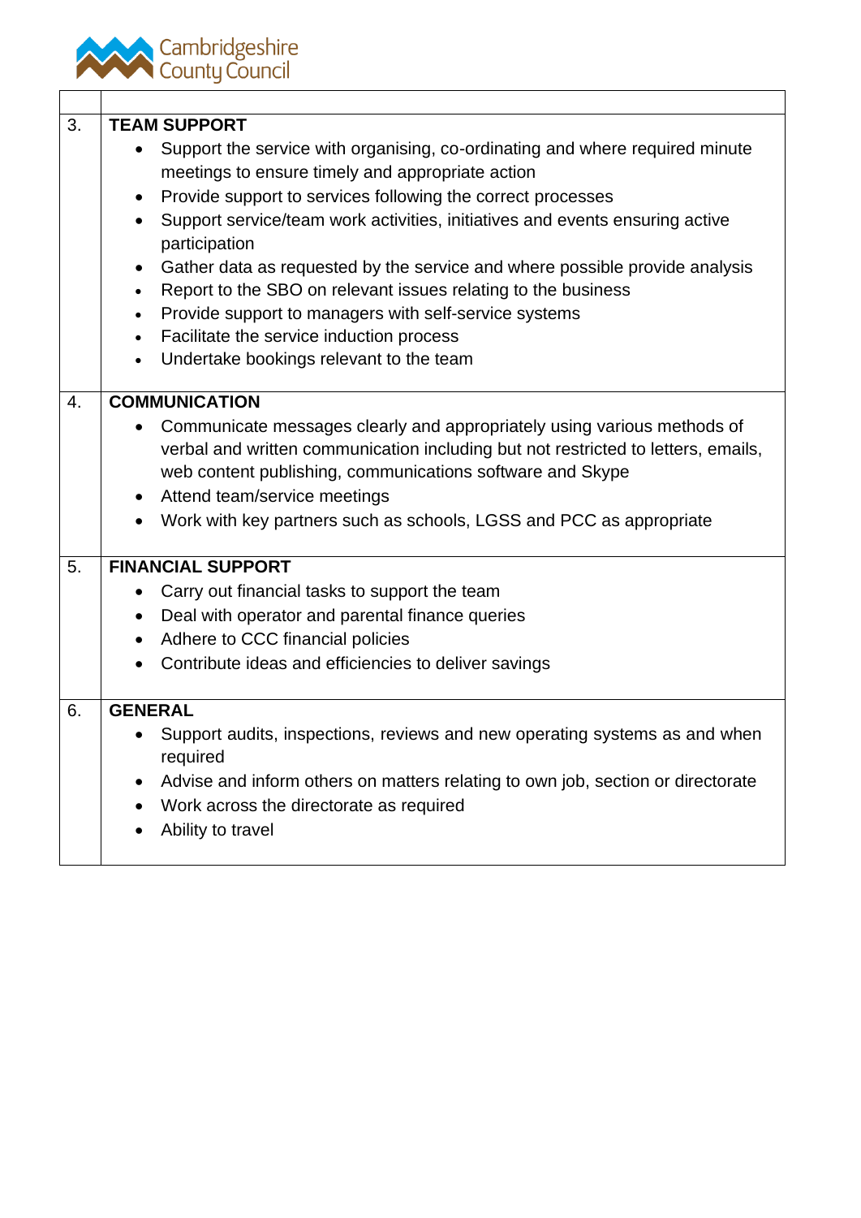| | |
|---|---|
| 3. | **TEAM SUPPORT**<br>• Support the service with organising, co-ordinating and where required minute meetings to ensure timely and appropriate action<br>• Provide support to services following the correct processes<br>• Support service/team work activities, initiatives and events ensuring active participation<br>• Gather data as requested by the service and where possible provide analysis<br>• Report to the SBO on relevant issues relating to the business<br>• Provide support to managers with self-service systems<br>• Facilitate the service induction process<br>• Undertake bookings relevant to the team |
| 4. | **COMMUNICATION**<br>• Communicate messages clearly and appropriately using various methods of verbal and written communication including but not restricted to letters, emails, web content publishing, communications software and Skype<br>• Attend team/service meetings<br>• Work with key partners such as schools, LGSS and PCC as appropriate |
| 5. | **FINANCIAL SUPPORT**<br>• Carry out financial tasks to support the team<br>• Deal with operator and parental finance queries<br>• Adhere to CCC financial policies<br>• Contribute ideas and efficiencies to deliver savings |
| 6. | **GENERAL**<br>• Support audits, inspections, reviews and new operating systems as and when required<br>• Advise and inform others on matters relating to own job, section or directorate<br>• Work across the directorate as required<br>• Ability to travel |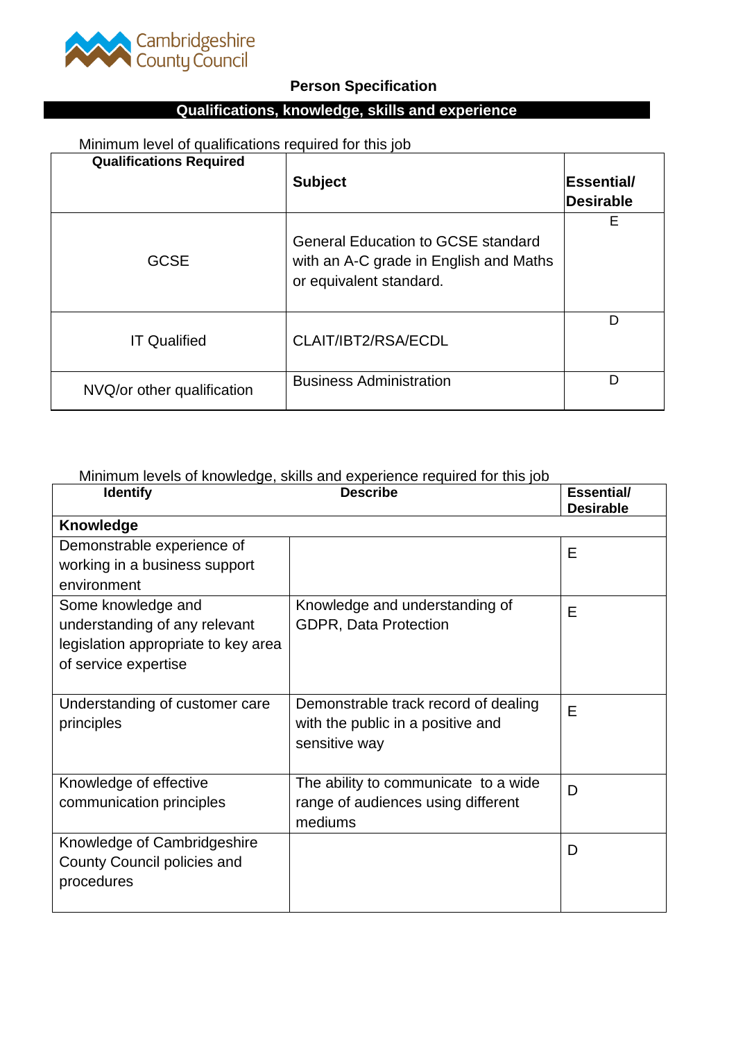Cambridgeshire County Council

## Person Specification

### Qualifications, knowledge, skills and experience

Minimum level of qualifications required for this job

| Qualifications Required | Subject | Essential/ Desirable |
|---|---|---|
| GCSE | General Education to GCSE standard with an A-C grade in English and Maths or equivalent standard. | E |
| IT Qualified | CLAIT/IBT2/RSA/ECDL | D |
| NVQ/or other qualification | Business Administration | D |

Minimum levels of knowledge, skills and experience required for this job

| Identify | Describe | Essential/ Desirable |
|---|---|---|
| **Knowledge** | | |
| Demonstrable experience of working in a business support environment | | E |
| Some knowledge and understanding of any relevant legislation appropriate to key area of service expertise | Knowledge and understanding of GDPR, Data Protection | E |
| Understanding of customer care principles | Demonstrable track record of dealing with the public in a positive and sensitive way | E |
| Knowledge of effective communication principles | The ability to communicate to a wide range of audiences using different mediums | D |
| Knowledge of Cambridgeshire County Council policies and procedures | | D |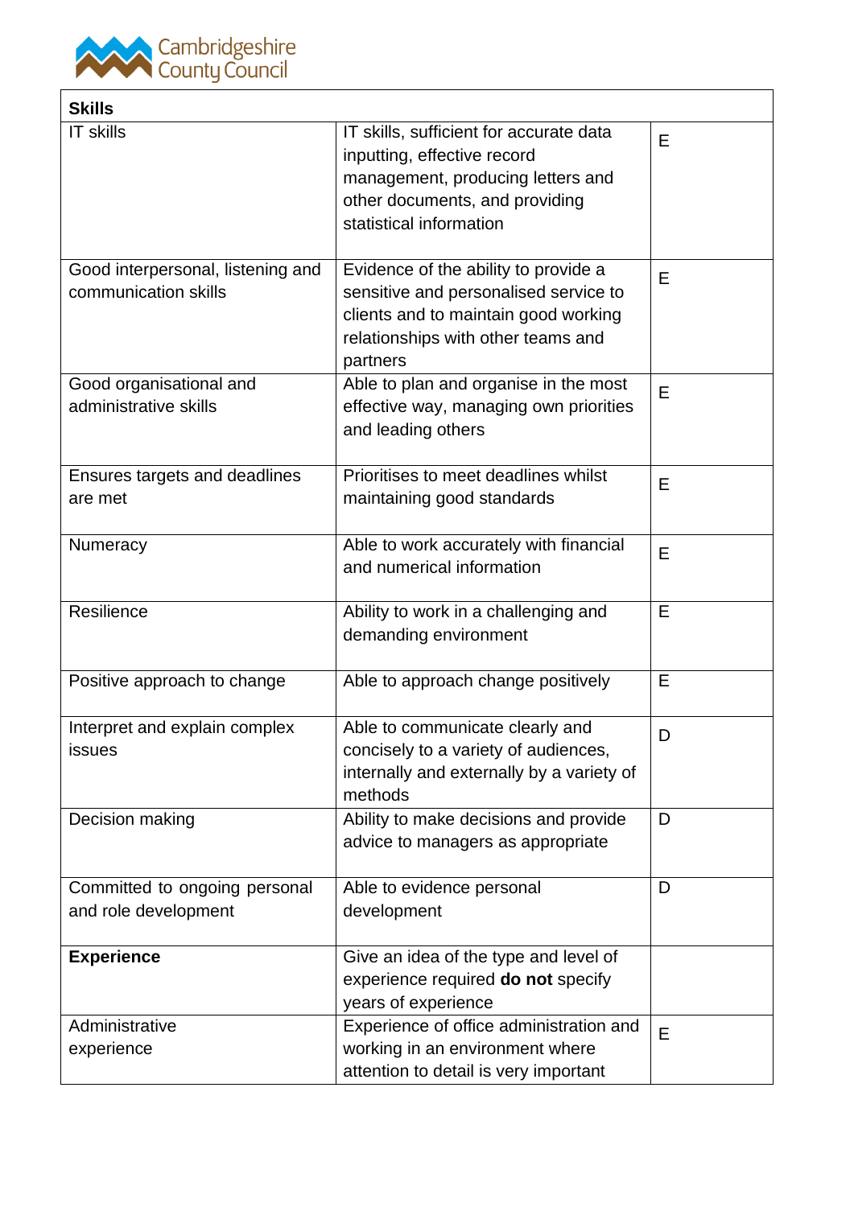| **Skills** | | |
|---|---|---|
| IT skills | IT skills, sufficient for accurate data inputting, effective record management, producing letters and other documents, and providing statistical information | E |
| Good interpersonal, listening and communication skills | Evidence of the ability to provide a sensitive and personalised service to clients and to maintain good working relationships with other teams and partners | E |
| Good organisational and administrative skills | Able to plan and organise in the most effective way, managing own priorities and leading others | E |
| Ensures targets and deadlines are met | Prioritises to meet deadlines whilst maintaining good standards | E |
| Numeracy | Able to work accurately with financial and numerical information | E |
| Resilience | Ability to work in a challenging and demanding environment | E |
| Positive approach to change | Able to approach change positively | E |
| Interpret and explain complex issues | Able to communicate clearly and concisely to a variety of audiences, internally and externally by a variety of methods | D |
| Decision making | Ability to make decisions and provide advice to managers as appropriate | D |
| Committed to ongoing personal and role development | Able to evidence personal development | D |
| **Experience** | Give an idea of the type and level of experience required **do not** specify years of experience | |
| Administrative experience | Experience of office administration and working in an environment where attention to detail is very important | E |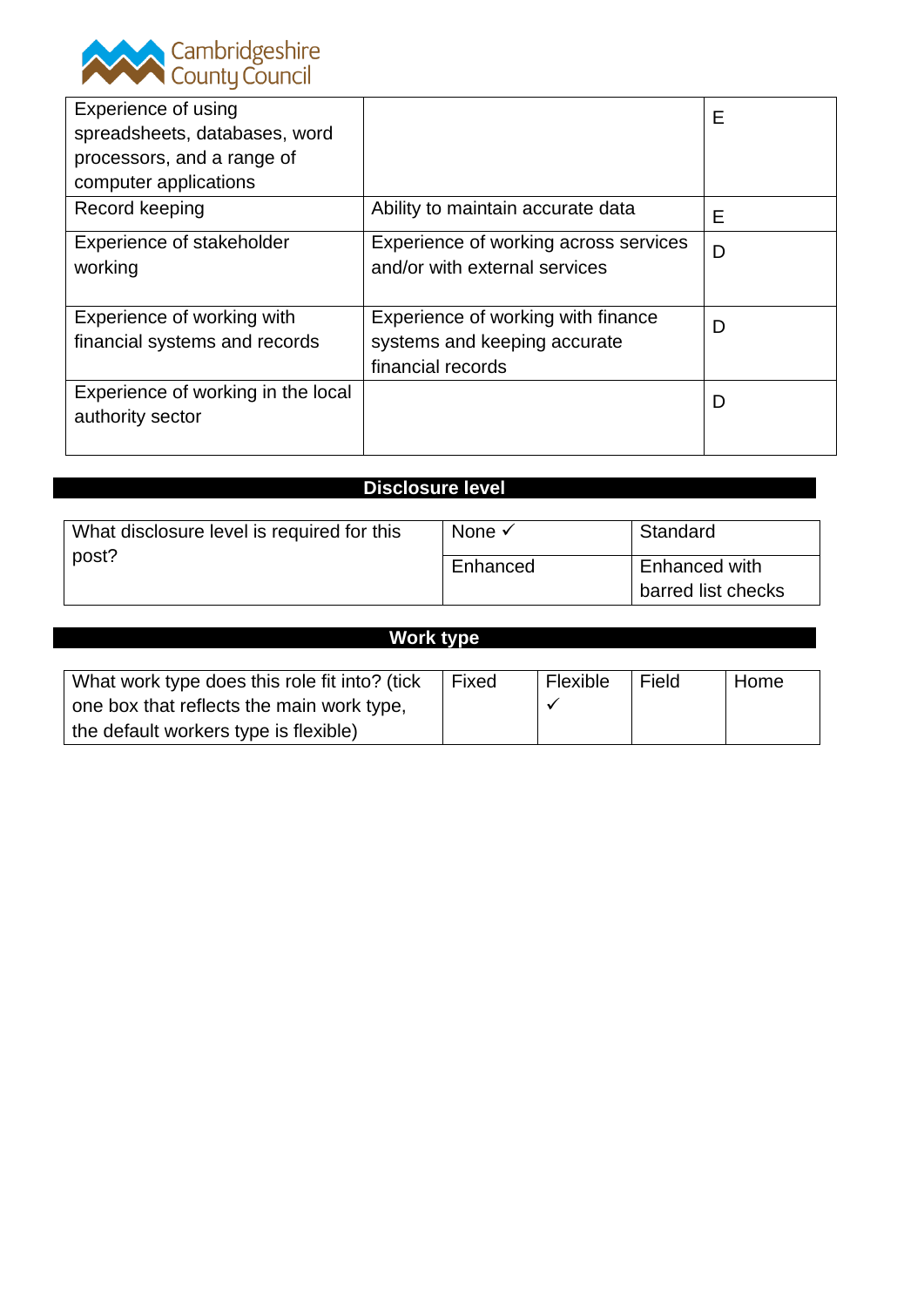| | | |
|---|---|---|
| Experience of using spreadsheets, databases, word processors, and a range of computer applications | | E |
| Record keeping | Ability to maintain accurate data | E |
| Experience of stakeholder working | Experience of working across services and/or with external services | D |
| Experience of working with financial systems and records | Experience of working with finance systems and keeping accurate financial records | D |
| Experience of working in the local authority sector | | D |

## Disclosure level

| | | |
|---|---|---|
| What disclosure level is required for this post? | None ✓ | Standard |
| | Enhanced | Enhanced with barred list checks |

## Work type

| | | | | |
|---|---|---|---|---|
| What work type does this role fit into? (tick one box that reflects the main work type, the default workers type is flexible) | Fixed | Flexible ✓ | Field | Home |